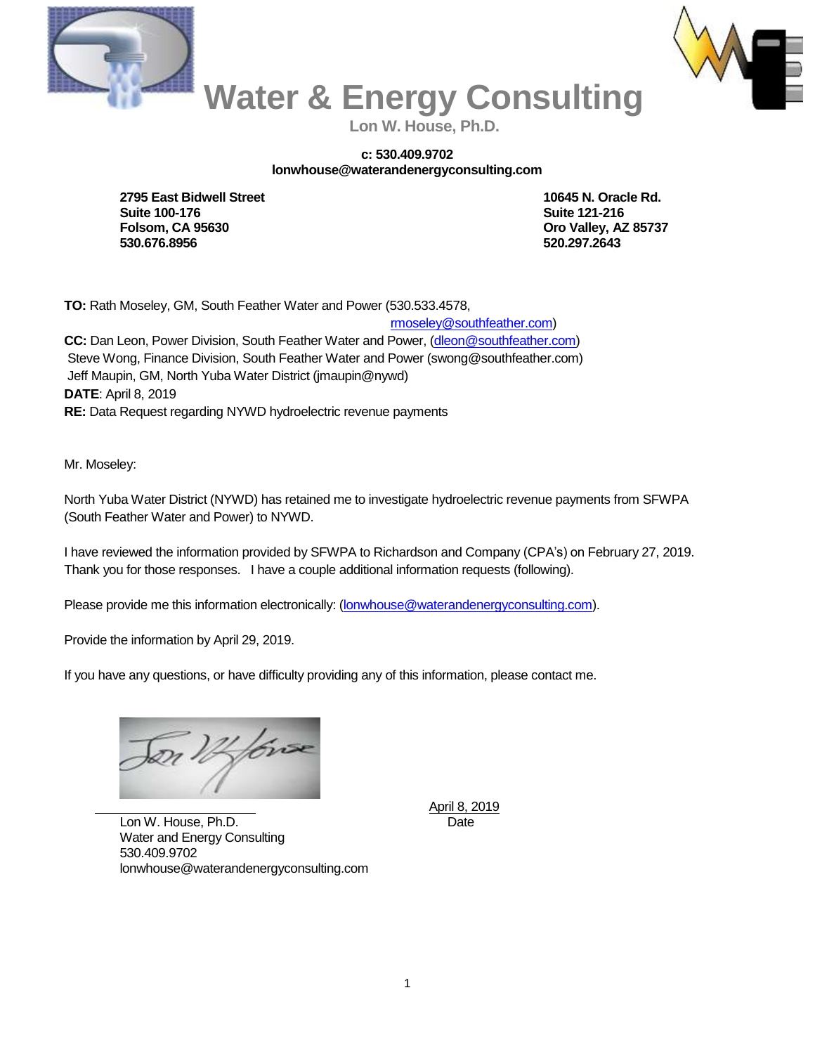# Water & Energy Consulting

**Lon W. House, Ph.D.**

**c: 530.409.9702**
**lonwhouse@waterandenergyconsulting.com**

**2795 East Bidwell Street**
**Suite 100-176**
**Folsom, CA 95630**
**530.676.8956**

**10645 N. Oracle Rd.**
**Suite 121-216**
**Oro Valley, AZ 85737**
**520.297.2643**

**TO:** Rath Moseley, GM, South Feather Water and Power (530.533.4578, rmoseley@southfeather.com)
**CC:** Dan Leon, Power Division, South Feather Water and Power, (dleon@southfeather.com)
Steve Wong, Finance Division, South Feather Water and Power (swong@southfeather.com)
Jeff Maupin, GM, North Yuba Water District (jmaupin@nywd)
**DATE**: April 8, 2019
**RE:** Data Request regarding NYWD hydroelectric revenue payments

Mr. Moseley:

North Yuba Water District (NYWD) has retained me to investigate hydroelectric revenue payments from SFWPA (South Feather Water and Power) to NYWD.

I have reviewed the information provided by SFWPA to Richardson and Company (CPA's) on February 27, 2019. Thank you for those responses. I have a couple additional information requests (following).

Please provide me this information electronically: (lonwhouse@waterandenergyconsulting.com).

Provide the information by April 29, 2019.

If you have any questions, or have difficulty providing any of this information, please contact me.

Lon W. House, Ph.D.
Water and Energy Consulting
530.409.9702
lonwhouse@waterandenergyconsulting.com

April 8, 2019
Date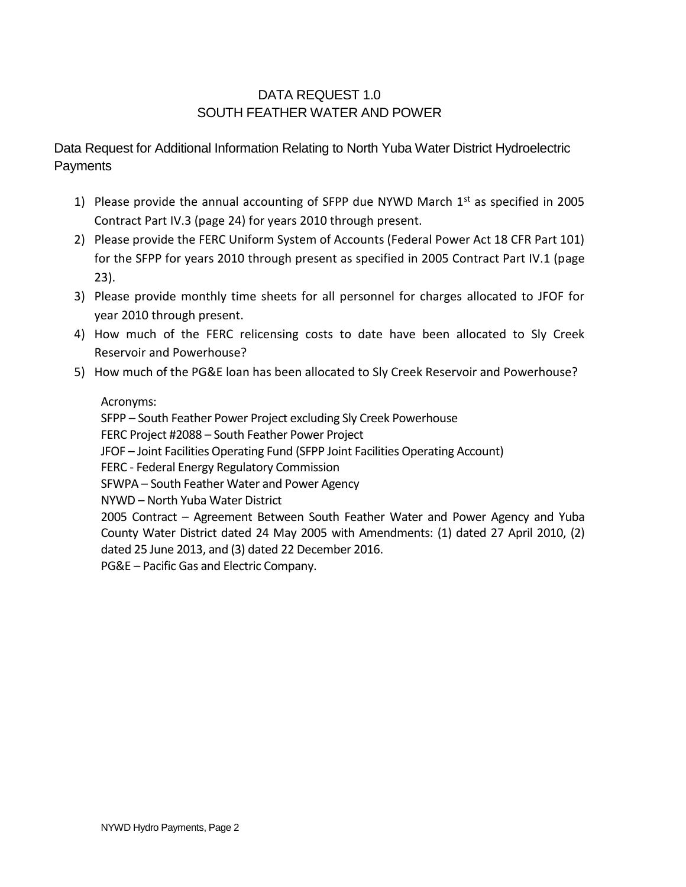# DATA REQUEST 1.0
# SOUTH FEATHER WATER AND POWER

Data Request for Additional Information Relating to North Yuba Water District Hydroelectric Payments

1) Please provide the annual accounting of SFPP due NYWD March 1st as specified in 2005 Contract Part IV.3 (page 24) for years 2010 through present.
2) Please provide the FERC Uniform System of Accounts (Federal Power Act 18 CFR Part 101) for the SFPP for years 2010 through present as specified in 2005 Contract Part IV.1 (page 23).
3) Please provide monthly time sheets for all personnel for charges allocated to JFOF for year 2010 through present.
4) How much of the FERC relicensing costs to date have been allocated to Sly Creek Reservoir and Powerhouse?
5) How much of the PG&E loan has been allocated to Sly Creek Reservoir and Powerhouse?

Acronyms:
SFPP – South Feather Power Project excluding Sly Creek Powerhouse
FERC Project #2088 – South Feather Power Project
JFOF – Joint Facilities Operating Fund (SFPP Joint Facilities Operating Account)
FERC - Federal Energy Regulatory Commission
SFWPA – South Feather Water and Power Agency
NYWD – North Yuba Water District
2005 Contract – Agreement Between South Feather Water and Power Agency and Yuba County Water District dated 24 May 2005 with Amendments: (1) dated 27 April 2010, (2) dated 25 June 2013, and (3) dated 22 December 2016.
PG&E – Pacific Gas and Electric Company.